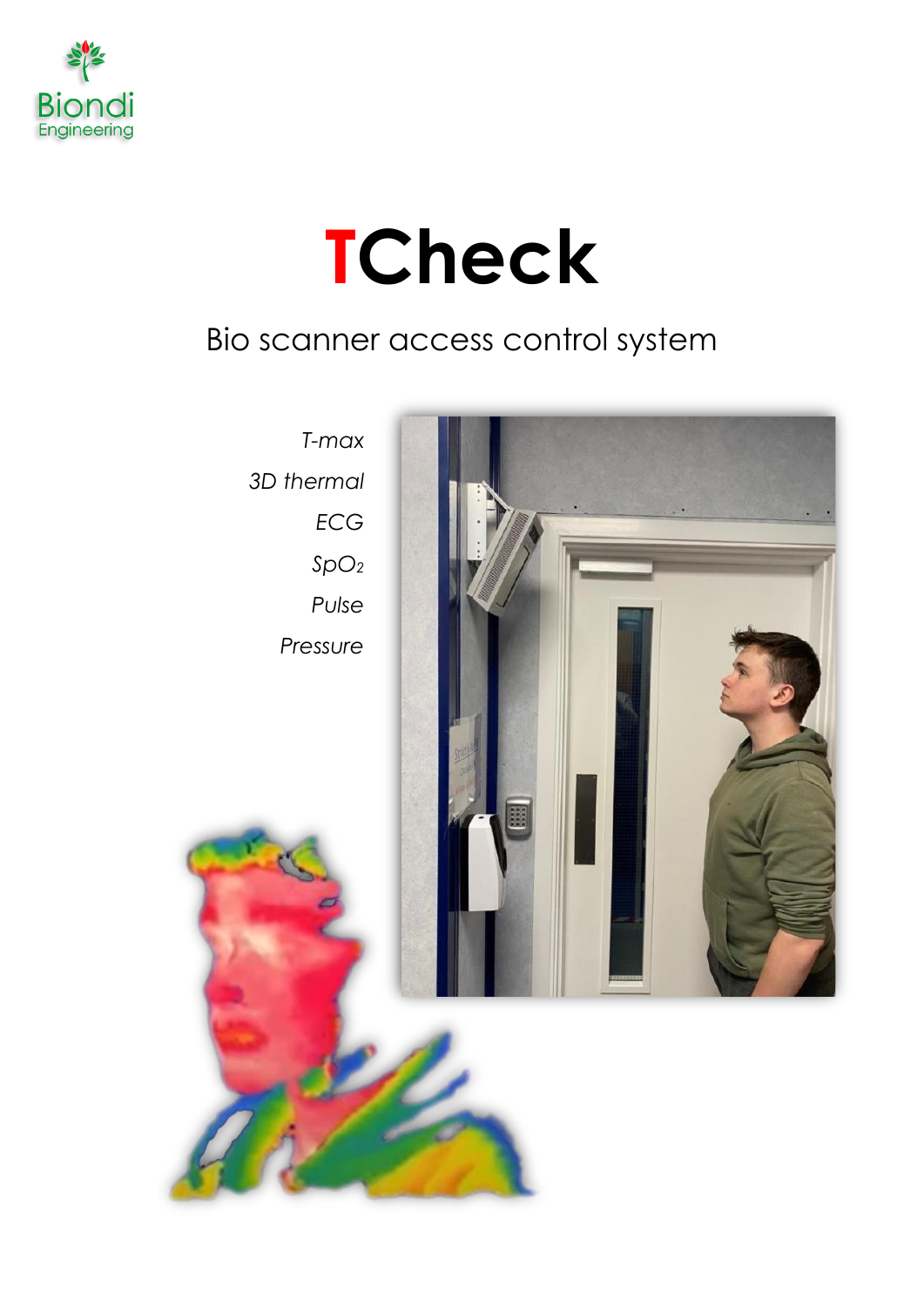Biondi
Engineering

# TCheck

## Bio scanner access control system

*T-max*

*3D thermal*

*ECG*

*$SpO_2$*

*Pulse*

*Pressure*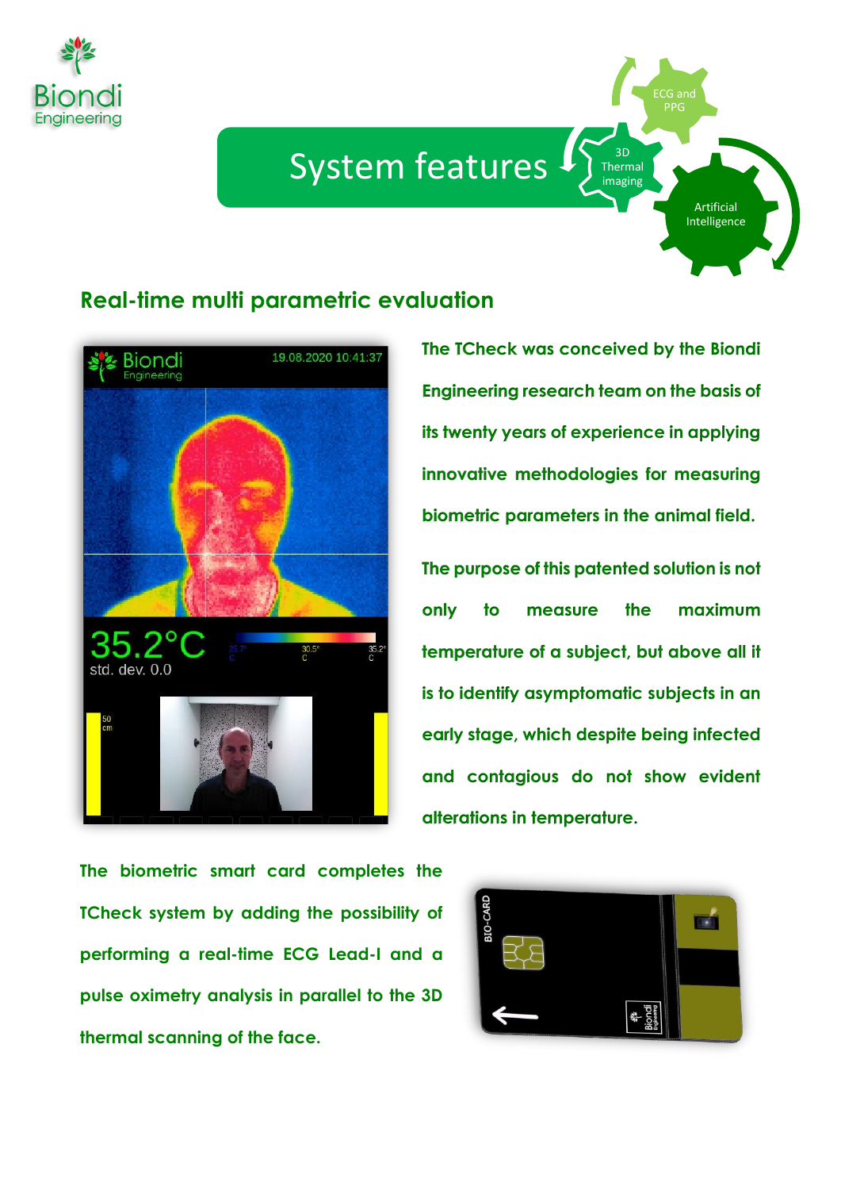# System features

## Real-time multi parametric evaluation

**The TCheck was conceived by the Biondi Engineering research team on the basis of its twenty years of experience in applying innovative methodologies for measuring biometric parameters in the animal field.**

**The purpose of this patented solution is not only to measure the maximum temperature of a subject, but above all it is to identify asymptomatic subjects in an early stage, which despite being infected and contagious do not show evident alterations in temperature.**

**The biometric smart card completes the TCheck system by adding the possibility of performing a real-time ECG Lead-I and a pulse oximetry analysis in parallel to the 3D thermal scanning of the face.**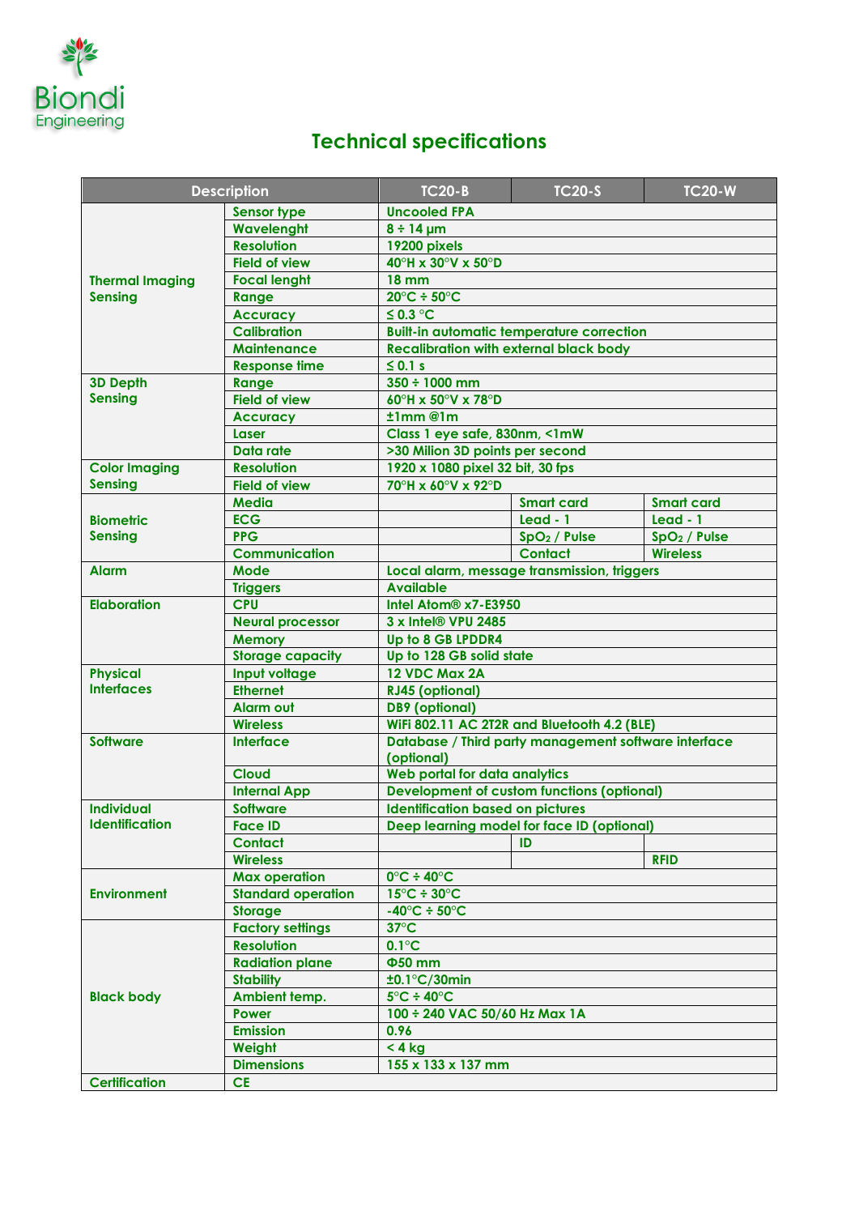Biondi Engineering

# Technical specifications

| Description | | TC20-B | TC20-S | TC20-W |
|---|---|---|---|---|
| Thermal Imaging Sensing | Sensor type | Uncooled FPA | | |
| | Wavelenght | 8 ÷ 14 µm | | |
| | Resolution | 19200 pixels | | |
| | Field of view | 40°H x 30°V x 50°D | | |
| | Focal lenght | 18 mm | | |
| | Range | 20°C ÷ 50°C | | |
| | Accuracy | ≤ 0.3 °C | | |
| | Calibration | Built-in automatic temperature correction | | |
| | Maintenance | Recalibration with external black body | | |
| | Response time | ≤ 0.1 s | | |
| 3D Depth Sensing | Range | 350 ÷ 1000 mm | | |
| | Field of view | 60°H x 50°V x 78°D | | |
| | Accuracy | ±1mm @1m | | |
| | Laser | Class 1 eye safe, 830nm, <1mW | | |
| | Data rate | >30 Milion 3D points per second | | |
| Color Imaging Sensing | Resolution | 1920 x 1080 pixel 32 bit, 30 fps | | |
| | Field of view | 70°H x 60°V x 92°D | | |
| Biometric Sensing | Media | | Smart card | Smart card |
| | ECG | | Lead - 1 | Lead - 1 |
| | PPG | | $SpO_2$ / Pulse | $SpO_2$ / Pulse |
| | Communication | | Contact | Wireless |
| Alarm | Mode | Local alarm, message transmission, triggers | | |
| | Triggers | Available | | |
| Elaboration | CPU | Intel Atom® x7-E3950 | | |
| | Neural processor | 3 x Intel® VPU 2485 | | |
| | Memory | Up to 8 GB LPDDR4 | | |
| | Storage capacity | Up to 128 GB solid state | | |
| Physical Interfaces | Input voltage | 12 VDC Max 2A | | |
| | Ethernet | RJ45 (optional) | | |
| | Alarm out | DB9 (optional) | | |
| | Wireless | WiFi 802.11 AC 2T2R and Bluetooth 4.2 (BLE) | | |
| Software | Interface | Database / Third party management software interface (optional) | | |
| | Cloud | Web portal for data analytics | | |
| | Internal App | Development of custom functions (optional) | | |
| Individual Identification | Software | Identification based on pictures | | |
| | Face ID | Deep learning model for face ID (optional) | | |
| | Contact | | ID | |
| | Wireless | | | RFID |
| Environment | Max operation | 0°C ÷ 40°C | | |
| | Standard operation | 15°C ÷ 30°C | | |
| | Storage | -40°C ÷ 50°C | | |
| Black body | Factory settings | 37°C | | |
| | Resolution | 0.1°C | | |
| | Radiation plane | Φ50 mm | | |
| | Stability | ±0.1°C/30min | | |
| | Ambient temp. | 5°C ÷ 40°C | | |
| | Power | 100 ÷ 240 VAC 50/60 Hz Max 1A | | |
| | Emission | 0.96 | | |
| | Weight | < 4 kg | | |
| | Dimensions | 155 x 133 x 137 mm | | |
| Certification | CE | | | |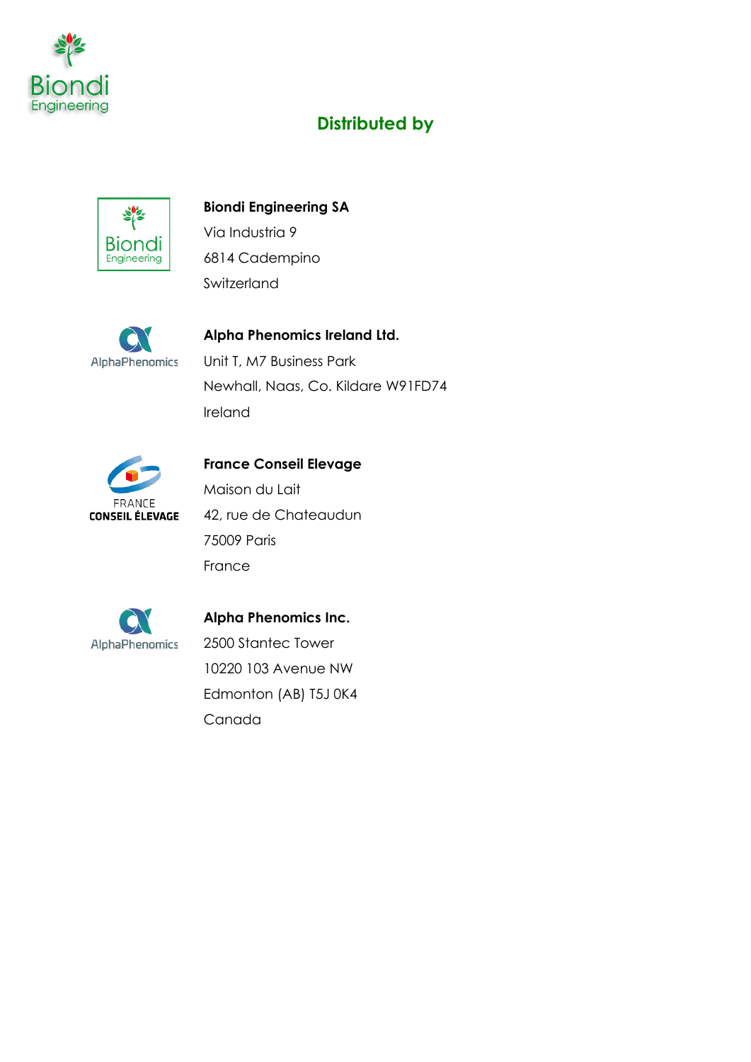## Distributed by

**Biondi Engineering SA**
Via Industria 9
6814 Cadempino
Switzerland

**Alpha Phenomics Ireland Ltd.**
Unit T, M7 Business Park
Newhall, Naas, Co. Kildare W91FD74
Ireland

**France Conseil Elevage**
Maison du Lait
42, rue de Chateaudun
75009 Paris
France

**Alpha Phenomics Inc.**
2500 Stantec Tower
10220 103 Avenue NW
Edmonton (AB) T5J 0K4
Canada